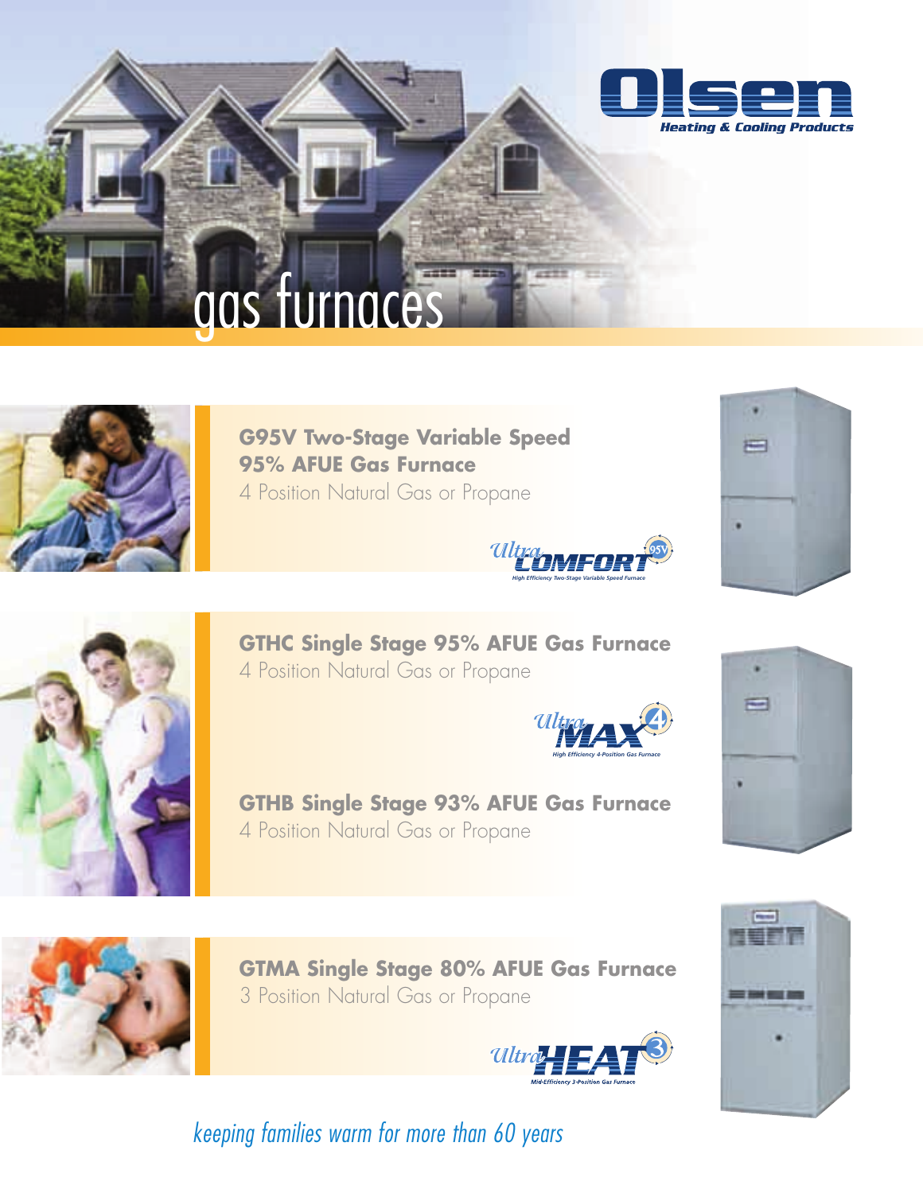Olsen

Heating & Cooling Products

# gas furnaces

## G95V Two-Stage Variable Speed 95% AFUE Gas Furnace

4 Position Natural Gas or Propane

Ultra COMFORT 95V

High Efficiency Two-Stage Variable Speed Furnace

## GTHC Single Stage 95% AFUE Gas Furnace

4 Position Natural Gas or Propane

Ultra MAX 4

High Efficiency 4-Position Gas Furnace

## GTHB Single Stage 93% AFUE Gas Furnace

4 Position Natural Gas or Propane

## GTMA Single Stage 80% AFUE Gas Furnace

3 Position Natural Gas or Propane

Ultra HEAT 3

Mid-Efficiency 3-Position Gas Furnace

*keeping families warm for more than 60 years*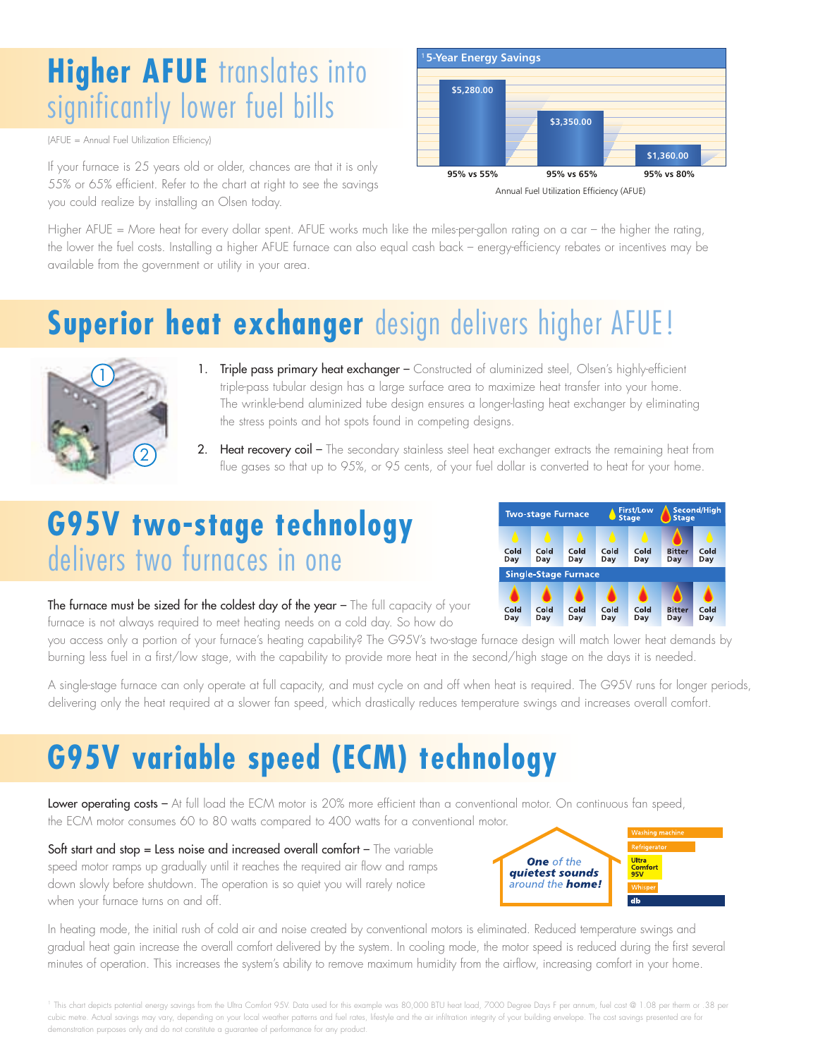# **Higher AFUE** translates into significantly lower fuel bills

(AFUE = Annual Fuel Utilization Efficiency)

If your furnace is 25 years old or older, chances are that it is only 55% or 65% efficient. Refer to the chart at right to see the savings you could realize by installing an Olsen today.

**[1] 5-Year Energy Savings**

| Annual Fuel Utilization Efficiency (AFUE) | Savings |
|---|---|
| 95% vs 55% | $5,280.00 |
| 95% vs 65% | $3,350.00 |
| 95% vs 80% | $1,360.00 |

Higher AFUE = More heat for every dollar spent. AFUE works much like the miles-per-gallon rating on a car – the higher the rating, the lower the fuel costs. Installing a higher AFUE furnace can also equal cash back – energy-efficiency rebates or incentives may be available from the government or utility in your area.

# **Superior heat exchanger** design delivers higher AFUE!

1. Triple pass primary heat exchanger – Constructed of aluminized steel, Olsen's highly-efficient triple-pass tubular design has a large surface area to maximize heat transfer into your home. The wrinkle-bend aluminized tube design ensures a longer-lasting heat exchanger by eliminating the stress points and hot spots found in competing designs.
2. Heat recovery coil – The secondary stainless steel heat exchanger extracts the remaining heat from flue gases so that up to 95%, or 95 cents, of your fuel dollar is converted to heat for your home.

# **G95V two-stage technology** delivers two furnaces in one

| Two-stage Furnace | | | | | | |
|---|---|---|---|---|---|---|
| Cold Day | Cold Day | Cold Day | Cold Day | Cold Day | Bitter Day | Cold Day |
| First/Low Stage | First/Low Stage | First/Low Stage | First/Low Stage | First/Low Stage | Second/High Stage | First/Low Stage |
| **Single-Stage Furnace** | | | | | | |
| Cold Day | Cold Day | Cold Day | Cold Day | Cold Day | Bitter Day | Cold Day |

The furnace must be sized for the coldest day of the year – The full capacity of your furnace is not always required to meet heating needs on a cold day. So how do you access only a portion of your furnace's heating capability? The G95V's two-stage furnace design will match lower heat demands by burning less fuel in a first/low stage, with the capability to provide more heat in the second/high stage on the days it is needed.

A single-stage furnace can only operate at full capacity, and must cycle on and off when heat is required. The G95V runs for longer periods, delivering only the heat required at a slower fan speed, which drastically reduces temperature swings and increases overall comfort.

# **G95V variable speed (ECM) technology**

Lower operating costs – At full load the ECM motor is 20% more efficient than a conventional motor. On continuous fan speed, the ECM motor consumes 60 to 80 watts compared to 400 watts for a conventional motor.

Soft start and stop = Less noise and increased overall comfort – The variable speed motor ramps up gradually until it reaches the required air flow and ramps down slowly before shutdown. The operation is so quiet you will rarely notice when your furnace turns on and off.

***One** of the **quietest sounds** around the **home!***

- Washing machine
- Refrigerator
- Ultra Comfort 95V
- Whisper
- db

In heating mode, the initial rush of cold air and noise created by conventional motors is eliminated. Reduced temperature swings and gradual heat gain increase the overall comfort delivered by the system. In cooling mode, the motor speed is reduced during the first several minutes of operation. This increases the system's ability to remove maximum humidity from the airflow, increasing comfort in your home.

[1] This chart depicts potential energy savings from the Ultra Comfort 95V. Data used for this example was 80,000 BTU heat load, 7000 Degree Days F per annum, fuel cost @ 1.08 per therm or .38 per cubic metre. Actual savings may vary, depending on your local weather patterns and fuel rates, lifestyle and the air infiltration integrity of your building envelope. The cost savings presented are for demonstration purposes only and do not constitute a guarantee of performance for any product.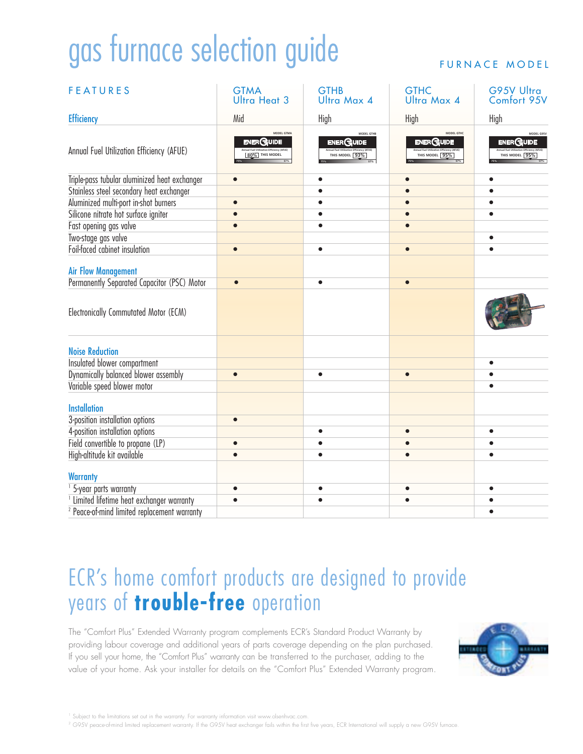# gas furnace selection guide

| FEATURES | GTMA Ultra Heat 3 | GTHB Ultra Max 4 | GTHC Ultra Max 4 | G95V Ultra Comfort 95V |
|---|---|---|---|---|
| **Efficiency** | Mid | High | High | High |
| Annual Fuel Utilization Efficiency (AFUE) | 80% | 93% | 95% | 95% |
| Triple-pass tubular aluminized heat exchanger | ● | ● | ● | ● |
| Stainless steel secondary heat exchanger | | ● | ● | ● |
| Aluminized multi-port in-shot burners | ● | ● | ● | ● |
| Silicone nitrate hot surface igniter | ● | ● | ● | ● |
| Fast opening gas valve | ● | ● | ● | |
| Two-stage gas valve | | | | ● |
| Foil-faced cabinet insulation | ● | ● | ● | ● |
| **Air Flow Management** | | | | |
| Permanently Separated Capacitor (PSC) Motor | ● | ● | ● | |
| Electronically Commutated Motor (ECM) | | | | ● |
| **Noise Reduction** | | | | |
| Insulated blower compartment | | | | ● |
| Dynamically balanced blower assembly | ● | ● | ● | ● |
| Variable speed blower motor | | | | ● |
| **Installation** | | | | |
| 3-position installation options | ● | | | |
| 4-position installation options | | ● | ● | ● |
| Field convertible to propane (LP) | ● | ● | ● | ● |
| High-altitude kit available | ● | ● | ● | ● |
| **Warranty** | | | | |
| [1] 5-year parts warranty | ● | ● | ● | ● |
| [1] Limited lifetime heat exchanger warranty | ● | ● | ● | ● |
| [2] Peace-of-mind limited replacement warranty | | | | ● |

## ECR's home comfort products are designed to provide years of **trouble-free** operation

The "Comfort Plus" Extended Warranty program complements ECR's Standard Product Warranty by providing labour coverage and additional years of parts coverage depending on the plan purchased. If you sell your home, the "Comfort Plus" warranty can be transferred to the purchaser, adding to the value of your home. Ask your installer for details on the "Comfort Plus" Extended Warranty program.

[1] Subject to the limitations set out in the warranty. For warranty information visit www.olsenhvac.com.

[2] G95V peace-of-mind limited replacement warranty. If the G95V heat exchanger fails within the first five years, ECR International will supply a new G95V furnace.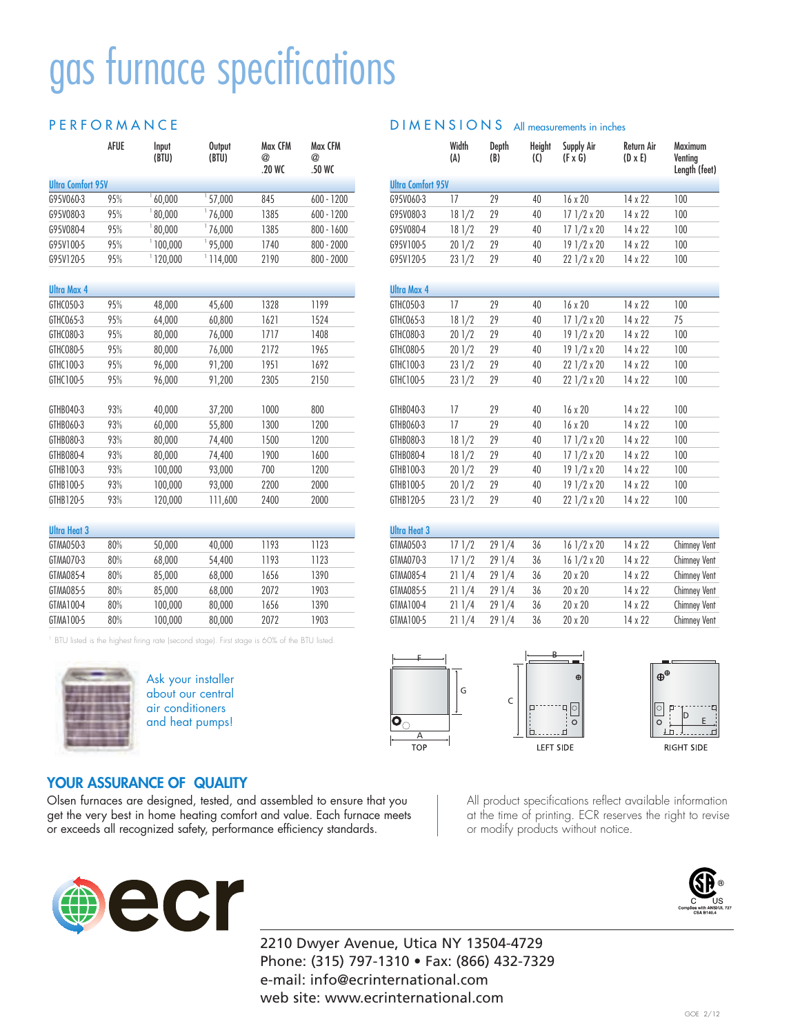# gas furnace specifications

## PERFORMANCE

| | AFUE | Input (BTU) | Output (BTU) | Max CFM @ .20 WC | Max CFM @ .50 WC |
|---|---|---|---|---|---|
| **Ultra Comfort 95V** | | | | | |
| G95V060-3 | 95% | [1] 60,000 | [1] 57,000 | 845 | 600 - 1200 |
| G95V080-3 | 95% | [1] 80,000 | [1] 76,000 | 1385 | 600 - 1200 |
| G95V080-4 | 95% | [1] 80,000 | [1] 76,000 | 1385 | 800 - 1600 |
| G95V100-5 | 95% | [1] 100,000 | [1] 95,000 | 1740 | 800 - 2000 |
| G95V120-5 | 95% | [1] 120,000 | [1] 114,000 | 2190 | 800 - 2000 |
| **Ultra Max 4** | | | | | |
| GTHC050-3 | 95% | 48,000 | 45,600 | 1328 | 1199 |
| GTHC065-3 | 95% | 64,000 | 60,800 | 1621 | 1524 |
| GTHC080-3 | 95% | 80,000 | 76,000 | 1717 | 1408 |
| GTHC080-5 | 95% | 80,000 | 76,000 | 2172 | 1965 |
| GTHC100-3 | 95% | 96,000 | 91,200 | 1951 | 1692 |
| GTHC100-5 | 95% | 96,000 | 91,200 | 2305 | 2150 |
| GTHB040-3 | 93% | 40,000 | 37,200 | 1000 | 800 |
| GTHB060-3 | 93% | 60,000 | 55,800 | 1300 | 1200 |
| GTHB080-3 | 93% | 80,000 | 74,400 | 1500 | 1200 |
| GTHB080-4 | 93% | 80,000 | 74,400 | 1900 | 1600 |
| GTHB100-3 | 93% | 100,000 | 93,000 | 700 | 1200 |
| GTHB100-5 | 93% | 100,000 | 93,000 | 2200 | 2000 |
| GTHB120-5 | 93% | 120,000 | 111,600 | 2400 | 2000 |
| **Ultra Heat 3** | | | | | |
| GTMA050-3 | 80% | 50,000 | 40,000 | 1193 | 1123 |
| GTMA070-3 | 80% | 68,000 | 54,400 | 1193 | 1123 |
| GTMA085-4 | 80% | 85,000 | 68,000 | 1656 | 1390 |
| GTMA085-5 | 80% | 85,000 | 68,000 | 2072 | 1903 |
| GTMA100-4 | 80% | 100,000 | 80,000 | 1656 | 1390 |
| GTMA100-5 | 80% | 100,000 | 80,000 | 2072 | 1903 |

[1] BTU listed is the highest firing rate (second stage). First stage is 60% of the BTU listed.

Ask your installer about our central air conditioners and heat pumps!

## DIMENSIONS All measurements in inches

| | Width (A) | Depth (B) | Height (C) | Supply Air (F x G) | Return Air (D x E) | Maximum Venting Length (feet) |
|---|---|---|---|---|---|---|
| **Ultra Comfort 95V** | | | | | | |
| G95V060-3 | 17 | 29 | 40 | 16 x 20 | 14 x 22 | 100 |
| G95V080-3 | 18 1/2 | 29 | 40 | 17 1/2 x 20 | 14 x 22 | 100 |
| G95V080-4 | 18 1/2 | 29 | 40 | 17 1/2 x 20 | 14 x 22 | 100 |
| G95V100-5 | 20 1/2 | 29 | 40 | 19 1/2 x 20 | 14 x 22 | 100 |
| G95V120-5 | 23 1/2 | 29 | 40 | 22 1/2 x 20 | 14 x 22 | 100 |
| **Ultra Max 4** | | | | | | |
| GTHC050-3 | 17 | 29 | 40 | 16 x 20 | 14 x 22 | 100 |
| GTHC065-3 | 18 1/2 | 29 | 40 | 17 1/2 x 20 | 14 x 22 | 75 |
| GTHC080-3 | 20 1/2 | 29 | 40 | 19 1/2 x 20 | 14 x 22 | 100 |
| GTHC080-5 | 20 1/2 | 29 | 40 | 19 1/2 x 20 | 14 x 22 | 100 |
| GTHC100-3 | 23 1/2 | 29 | 40 | 22 1/2 x 20 | 14 x 22 | 100 |
| GTHC100-5 | 23 1/2 | 29 | 40 | 22 1/2 x 20 | 14 x 22 | 100 |
| GTHB040-3 | 17 | 29 | 40 | 16 x 20 | 14 x 22 | 100 |
| GTHB060-3 | 17 | 29 | 40 | 16 x 20 | 14 x 22 | 100 |
| GTHB080-3 | 18 1/2 | 29 | 40 | 17 1/2 x 20 | 14 x 22 | 100 |
| GTHB080-4 | 18 1/2 | 29 | 40 | 17 1/2 x 20 | 14 x 22 | 100 |
| GTHB100-3 | 20 1/2 | 29 | 40 | 19 1/2 x 20 | 14 x 22 | 100 |
| GTHB100-5 | 20 1/2 | 29 | 40 | 19 1/2 x 20 | 14 x 22 | 100 |
| GTHB120-5 | 23 1/2 | 29 | 40 | 22 1/2 x 20 | 14 x 22 | 100 |
| **Ultra Heat 3** | | | | | | |
| GTMA050-3 | 17 1/2 | 29 1/4 | 36 | 16 1/2 x 20 | 14 x 22 | Chimney Vent |
| GTMA070-3 | 17 1/2 | 29 1/4 | 36 | 16 1/2 x 20 | 14 x 22 | Chimney Vent |
| GTMA085-4 | 21 1/4 | 29 1/4 | 36 | 20 x 20 | 14 x 22 | Chimney Vent |
| GTMA085-5 | 21 1/4 | 29 1/4 | 36 | 20 x 20 | 14 x 22 | Chimney Vent |
| GTMA100-4 | 21 1/4 | 29 1/4 | 36 | 20 x 20 | 14 x 22 | Chimney Vent |
| GTMA100-5 | 21 1/4 | 29 1/4 | 36 | 20 x 20 | 14 x 22 | Chimney Vent |

F
G
A
TOP

B
C
LEFT SIDE

D
E
RIGHT SIDE

## YOUR ASSURANCE OF QUALITY

Olsen furnaces are designed, tested, and assembled to ensure that you get the very best in home heating comfort and value. Each furnace meets or exceeds all recognized safety, performance efficiency standards.

All product specifications reflect available information at the time of printing. ECR reserves the right to revise or modify products without notice.

ecr

Complies with ANSI/UL 727 CSA B140.4

2210 Dwyer Avenue, Utica NY 13504-4729
Phone: (315) 797-1310 • Fax: (866) 432-7329
e-mail: info@ecrinternational.com
web site: www.ecrinternational.com

GOE 2/12